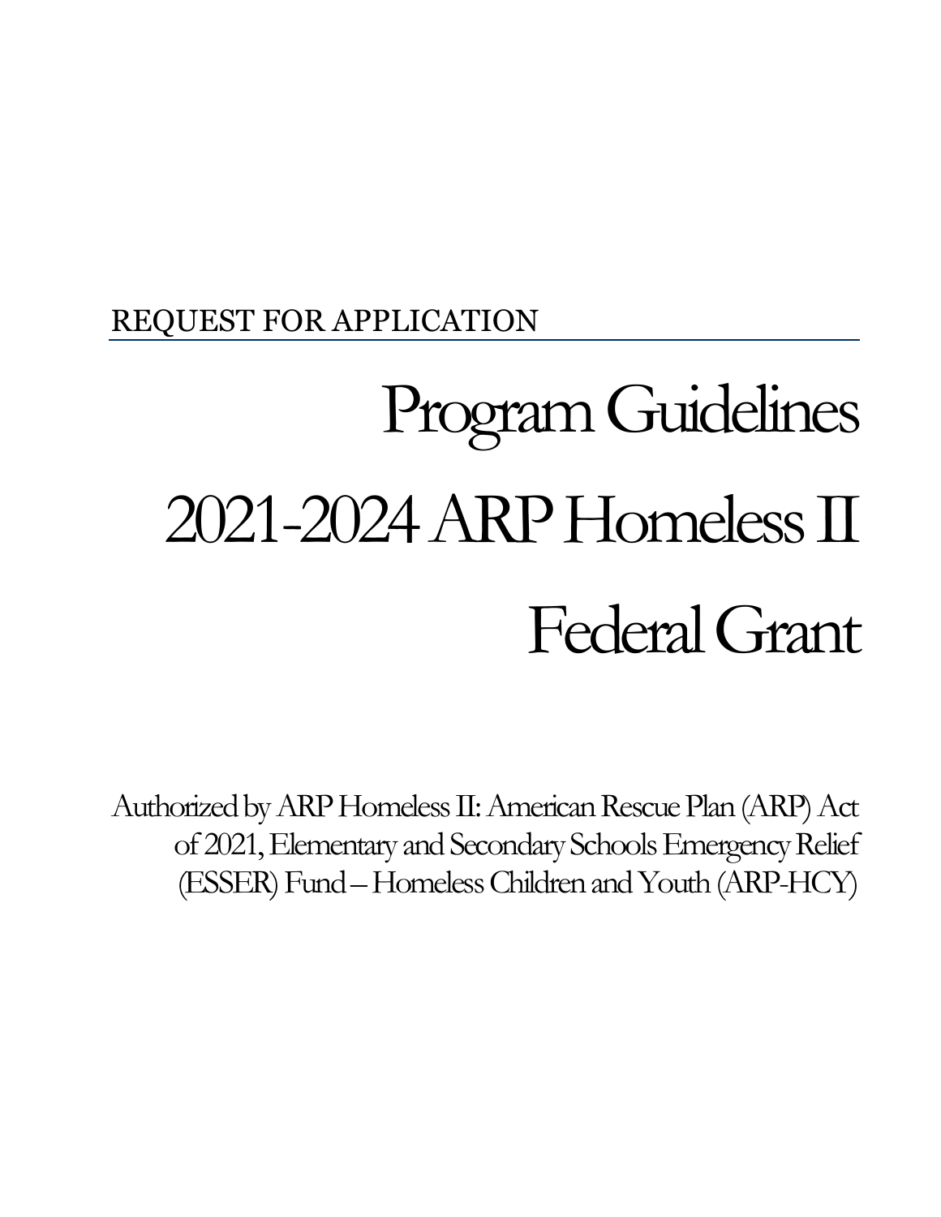REQUEST FOR APPLICATION

# Program Guidelines 2021-2024 ARP Homeless II Federal Grant

Authorized by ARP Homeless II: American Rescue Plan (ARP) Act of 2021, Elementary and Secondary Schools Emergency Relief (ESSER) Fund – Homeless Children and Youth (ARP-HCY)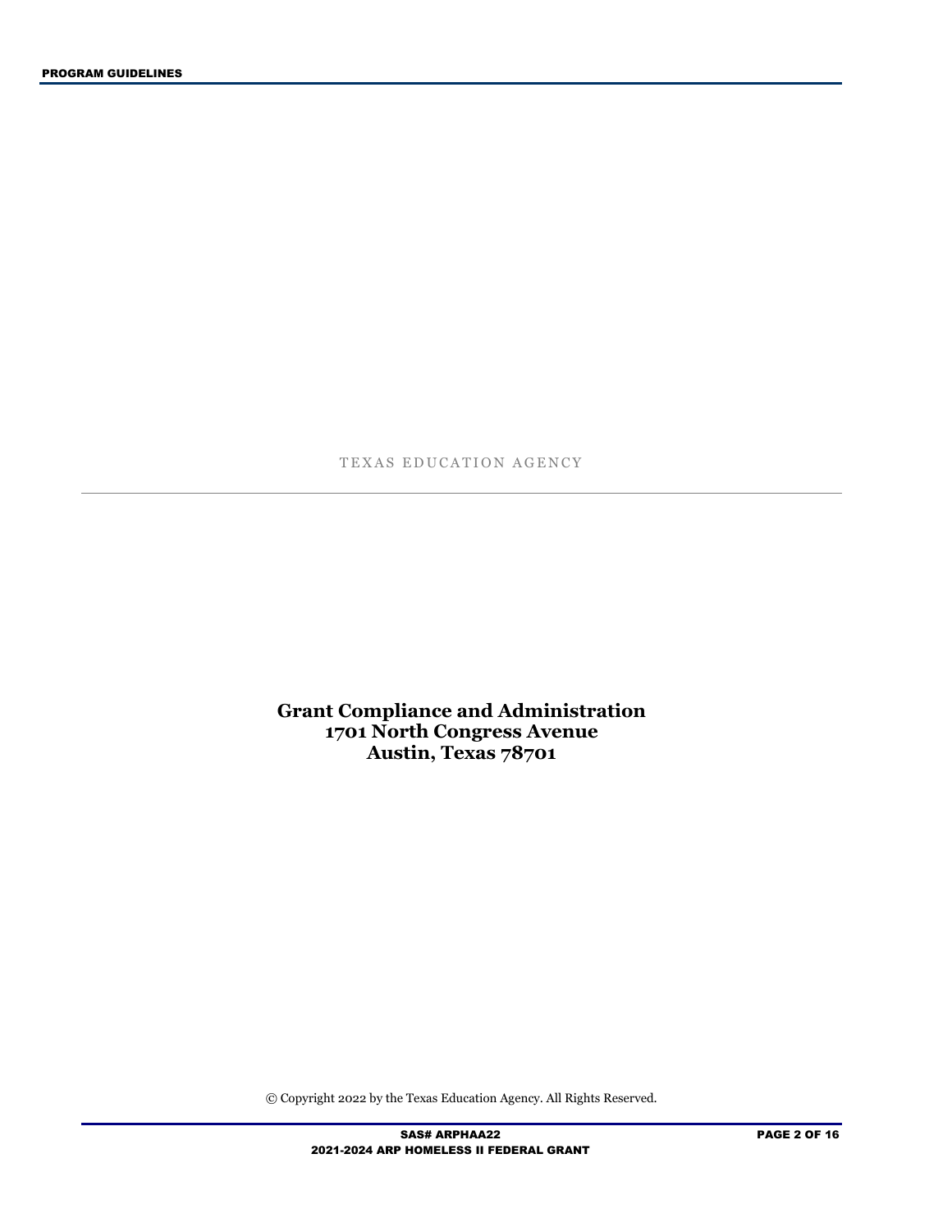TEXAS EDUCATION AGENCY

---

**Grant Compliance and Administration**
**1701 North Congress Avenue**
**Austin, Texas 78701**

© Copyright 2022 by the Texas Education Agency. All Rights Reserved.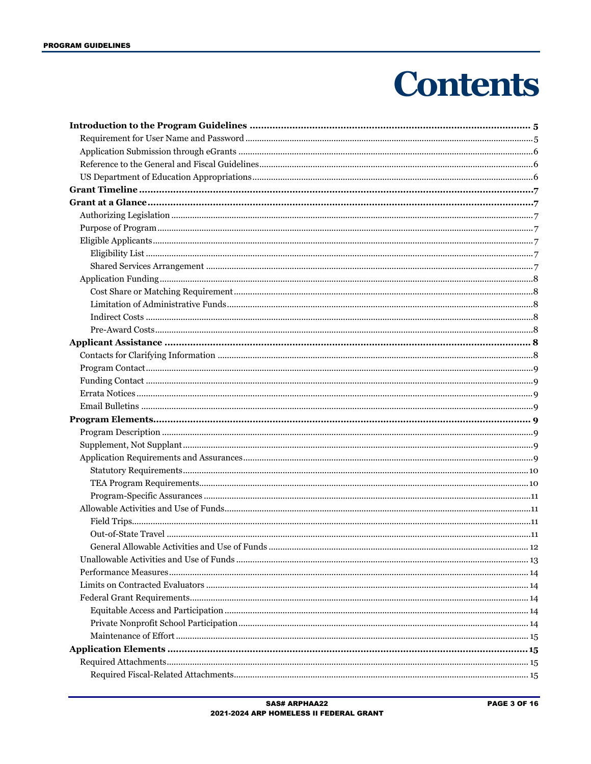# Contents

**Introduction to the Program Guidelines ........ 5**

- Requirement for User Name and Password ........ 5
- Application Submission through eGrants ........ 6
- Reference to the General and Fiscal Guidelines ........ 6
- US Department of Education Appropriations ........ 6

**Grant Timeline ........ 7**

**Grant at a Glance ........ 7**

- Authorizing Legislation ........ 7
- Purpose of Program ........ 7
- Eligible Applicants ........ 7
  - Eligibility List ........ 7
  - Shared Services Arrangement ........ 7
- Application Funding ........ 8
  - Cost Share or Matching Requirement ........ 8
  - Limitation of Administrative Funds ........ 8
  - Indirect Costs ........ 8
  - Pre-Award Costs ........ 8

**Applicant Assistance ........ 8**

- Contacts for Clarifying Information ........ 8
- Program Contact ........ 9
- Funding Contact ........ 9
- Errata Notices ........ 9
- Email Bulletins ........ 9

**Program Elements ........ 9**

- Program Description ........ 9
- Supplement, Not Supplant ........ 9
- Application Requirements and Assurances ........ 9
  - Statutory Requirements ........ 10
  - TEA Program Requirements ........ 10
  - Program-Specific Assurances ........ 11
- Allowable Activities and Use of Funds ........ 11
  - Field Trips ........ 11
  - Out-of-State Travel ........ 11
  - General Allowable Activities and Use of Funds ........ 12
- Unallowable Activities and Use of Funds ........ 13
- Performance Measures ........ 14
- Limits on Contracted Evaluators ........ 14
- Federal Grant Requirements ........ 14
  - Equitable Access and Participation ........ 14
  - Private Nonprofit School Participation ........ 14
  - Maintenance of Effort ........ 15

**Application Elements ........ 15**

- Required Attachments ........ 15
  - Required Fiscal-Related Attachments ........ 15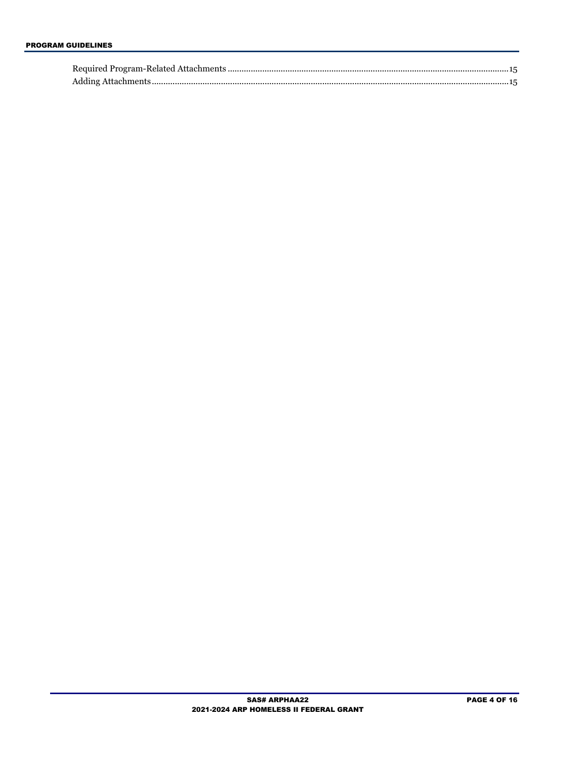Required Program-Related Attachments ........................................................................................................... 15
Adding Attachments ......................................................................................................................................... 15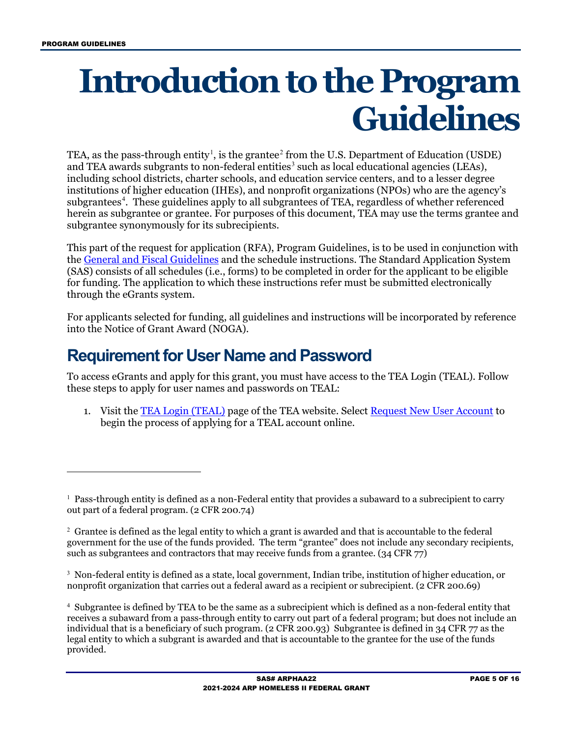# Introduction to the Program Guidelines

TEA, as the pass-through entity[1], is the grantee[2] from the U.S. Department of Education (USDE) and TEA awards subgrants to non-federal entities[3] such as local educational agencies (LEAs), including school districts, charter schools, and education service centers, and to a lesser degree institutions of higher education (IHEs), and nonprofit organizations (NPOs) who are the agency's subgrantees[4]. These guidelines apply to all subgrantees of TEA, regardless of whether referenced herein as subgrantee or grantee. For purposes of this document, TEA may use the terms grantee and subgrantee synonymously for its subrecipients.

This part of the request for application (RFA), Program Guidelines, is to be used in conjunction with the General and Fiscal Guidelines and the schedule instructions. The Standard Application System (SAS) consists of all schedules (i.e., forms) to be completed in order for the applicant to be eligible for funding. The application to which these instructions refer must be submitted electronically through the eGrants system.

For applicants selected for funding, all guidelines and instructions will be incorporated by reference into the Notice of Grant Award (NOGA).

## Requirement for User Name and Password

To access eGrants and apply for this grant, you must have access to the TEA Login (TEAL). Follow these steps to apply for user names and passwords on TEAL:

1. Visit the TEA Login (TEAL) page of the TEA website. Select Request New User Account to begin the process of applying for a TEAL account online.

---

[1] Pass-through entity is defined as a non-Federal entity that provides a subaward to a subrecipient to carry out part of a federal program. (2 CFR 200.74)

[2] Grantee is defined as the legal entity to which a grant is awarded and that is accountable to the federal government for the use of the funds provided. The term "grantee" does not include any secondary recipients, such as subgrantees and contractors that may receive funds from a grantee. (34 CFR 77)

[3] Non-federal entity is defined as a state, local government, Indian tribe, institution of higher education, or nonprofit organization that carries out a federal award as a recipient or subrecipient. (2 CFR 200.69)

[4] Subgrantee is defined by TEA to be the same as a subrecipient which is defined as a non-federal entity that receives a subaward from a pass-through entity to carry out part of a federal program; but does not include an individual that is a beneficiary of such program. (2 CFR 200.93) Subgrantee is defined in 34 CFR 77 as the legal entity to which a subgrant is awarded and that is accountable to the grantee for the use of the funds provided.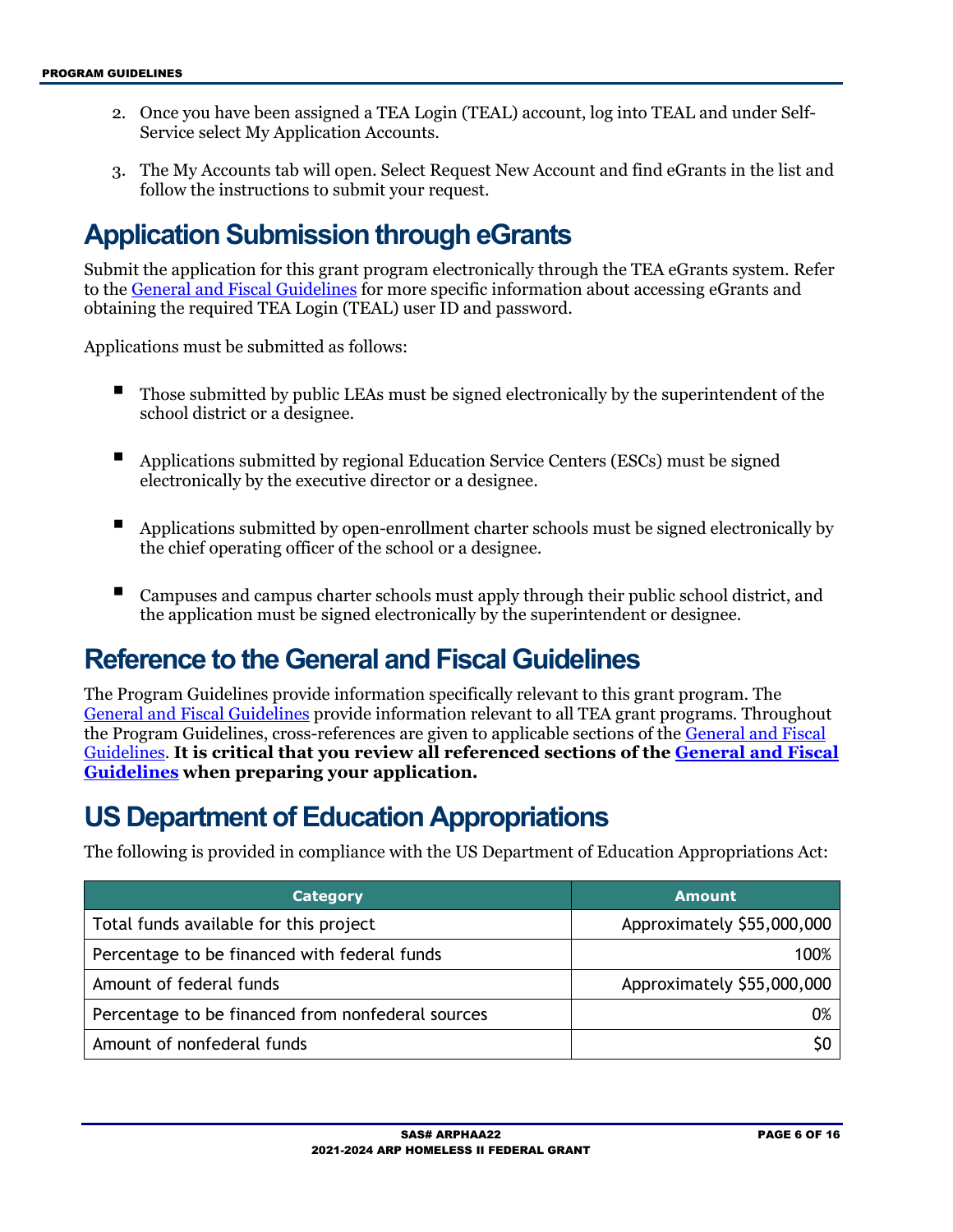2. Once you have been assigned a TEA Login (TEAL) account, log into TEAL and under Self-Service select My Application Accounts.

3. The My Accounts tab will open. Select Request New Account and find eGrants in the list and follow the instructions to submit your request.

## Application Submission through eGrants

Submit the application for this grant program electronically through the TEA eGrants system. Refer to the General and Fiscal Guidelines for more specific information about accessing eGrants and obtaining the required TEA Login (TEAL) user ID and password.

Applications must be submitted as follows:

- Those submitted by public LEAs must be signed electronically by the superintendent of the school district or a designee.
- Applications submitted by regional Education Service Centers (ESCs) must be signed electronically by the executive director or a designee.
- Applications submitted by open-enrollment charter schools must be signed electronically by the chief operating officer of the school or a designee.
- Campuses and campus charter schools must apply through their public school district, and the application must be signed electronically by the superintendent or designee.

## Reference to the General and Fiscal Guidelines

The Program Guidelines provide information specifically relevant to this grant program. The General and Fiscal Guidelines provide information relevant to all TEA grant programs. Throughout the Program Guidelines, cross-references are given to applicable sections of the General and Fiscal Guidelines. **It is critical that you review all referenced sections of the General and Fiscal Guidelines when preparing your application.**

## US Department of Education Appropriations

The following is provided in compliance with the US Department of Education Appropriations Act:

| Category | Amount |
|---|---|
| Total funds available for this project | Approximately $55,000,000 |
| Percentage to be financed with federal funds | 100% |
| Amount of federal funds | Approximately $55,000,000 |
| Percentage to be financed from nonfederal sources | 0% |
| Amount of nonfederal funds | $0 |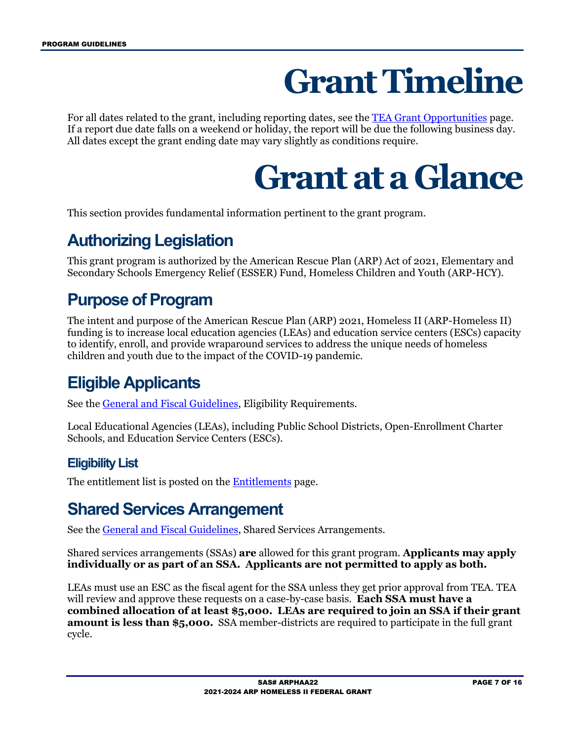# Grant Timeline

For all dates related to the grant, including reporting dates, see the TEA Grant Opportunities page. If a report due date falls on a weekend or holiday, the report will be due the following business day. All dates except the grant ending date may vary slightly as conditions require.

# Grant at a Glance

This section provides fundamental information pertinent to the grant program.

## Authorizing Legislation

This grant program is authorized by the American Rescue Plan (ARP) Act of 2021, Elementary and Secondary Schools Emergency Relief (ESSER) Fund, Homeless Children and Youth (ARP-HCY).

## Purpose of Program

The intent and purpose of the American Rescue Plan (ARP) 2021, Homeless II (ARP-Homeless II) funding is to increase local education agencies (LEAs) and education service centers (ESCs) capacity to identify, enroll, and provide wraparound services to address the unique needs of homeless children and youth due to the impact of the COVID-19 pandemic.

## Eligible Applicants

See the General and Fiscal Guidelines, Eligibility Requirements.

Local Educational Agencies (LEAs), including Public School Districts, Open-Enrollment Charter Schools, and Education Service Centers (ESCs).

### Eligibility List

The entitlement list is posted on the Entitlements page.

## Shared Services Arrangement

See the General and Fiscal Guidelines, Shared Services Arrangements.

Shared services arrangements (SSAs) **are** allowed for this grant program. **Applicants may apply individually or as part of an SSA. Applicants are not permitted to apply as both.**

LEAs must use an ESC as the fiscal agent for the SSA unless they get prior approval from TEA. TEA will review and approve these requests on a case-by-case basis. **Each SSA must have a combined allocation of at least $5,000. LEAs are required to join an SSA if their grant amount is less than $5,000.** SSA member-districts are required to participate in the full grant cycle.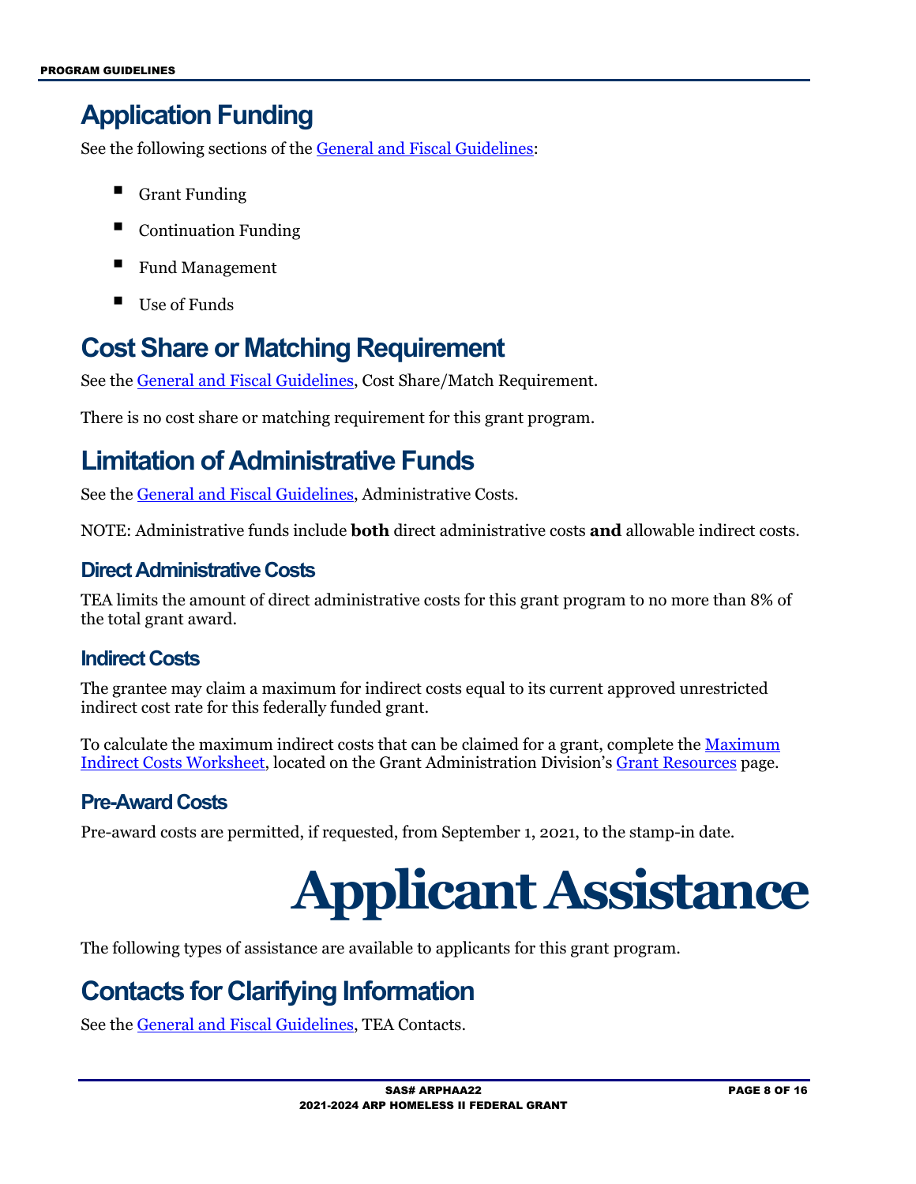# Application Funding

See the following sections of the General and Fiscal Guidelines:

- Grant Funding
- Continuation Funding
- Fund Management
- Use of Funds

# Cost Share or Matching Requirement

See the General and Fiscal Guidelines, Cost Share/Match Requirement.

There is no cost share or matching requirement for this grant program.

# Limitation of Administrative Funds

See the General and Fiscal Guidelines, Administrative Costs.

NOTE: Administrative funds include **both** direct administrative costs **and** allowable indirect costs.

## Direct Administrative Costs

TEA limits the amount of direct administrative costs for this grant program to no more than 8% of the total grant award.

## Indirect Costs

The grantee may claim a maximum for indirect costs equal to its current approved unrestricted indirect cost rate for this federally funded grant.

To calculate the maximum indirect costs that can be claimed for a grant, complete the Maximum Indirect Costs Worksheet, located on the Grant Administration Division's Grant Resources page.

## Pre-Award Costs

Pre-award costs are permitted, if requested, from September 1, 2021, to the stamp-in date.

# Applicant Assistance

The following types of assistance are available to applicants for this grant program.

# Contacts for Clarifying Information

See the General and Fiscal Guidelines, TEA Contacts.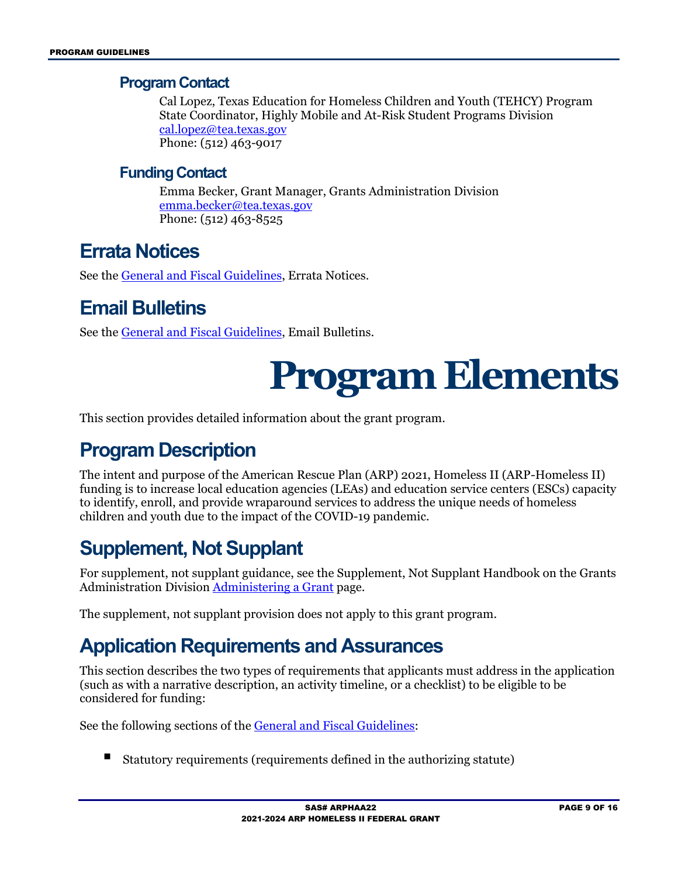### Program Contact

Cal Lopez, Texas Education for Homeless Children and Youth (TEHCY) Program State Coordinator, Highly Mobile and At-Risk Student Programs Division
[cal.lopez@tea.texas.gov](mailto:cal.lopez@tea.texas.gov)
Phone: (512) 463-9017

### Funding Contact

Emma Becker, Grant Manager, Grants Administration Division
[emma.becker@tea.texas.gov](mailto:emma.becker@tea.texas.gov)
Phone: (512) 463-8525

## Errata Notices

See the General and Fiscal Guidelines, Errata Notices.

## Email Bulletins

See the General and Fiscal Guidelines, Email Bulletins.

# Program Elements

This section provides detailed information about the grant program.

## Program Description

The intent and purpose of the American Rescue Plan (ARP) 2021, Homeless II (ARP-Homeless II) funding is to increase local education agencies (LEAs) and education service centers (ESCs) capacity to identify, enroll, and provide wraparound services to address the unique needs of homeless children and youth due to the impact of the COVID-19 pandemic.

## Supplement, Not Supplant

For supplement, not supplant guidance, see the Supplement, Not Supplant Handbook on the Grants Administration Division Administering a Grant page.

The supplement, not supplant provision does not apply to this grant program.

## Application Requirements and Assurances

This section describes the two types of requirements that applicants must address in the application (such as with a narrative description, an activity timeline, or a checklist) to be eligible to be considered for funding:

See the following sections of the General and Fiscal Guidelines:

- Statutory requirements (requirements defined in the authorizing statute)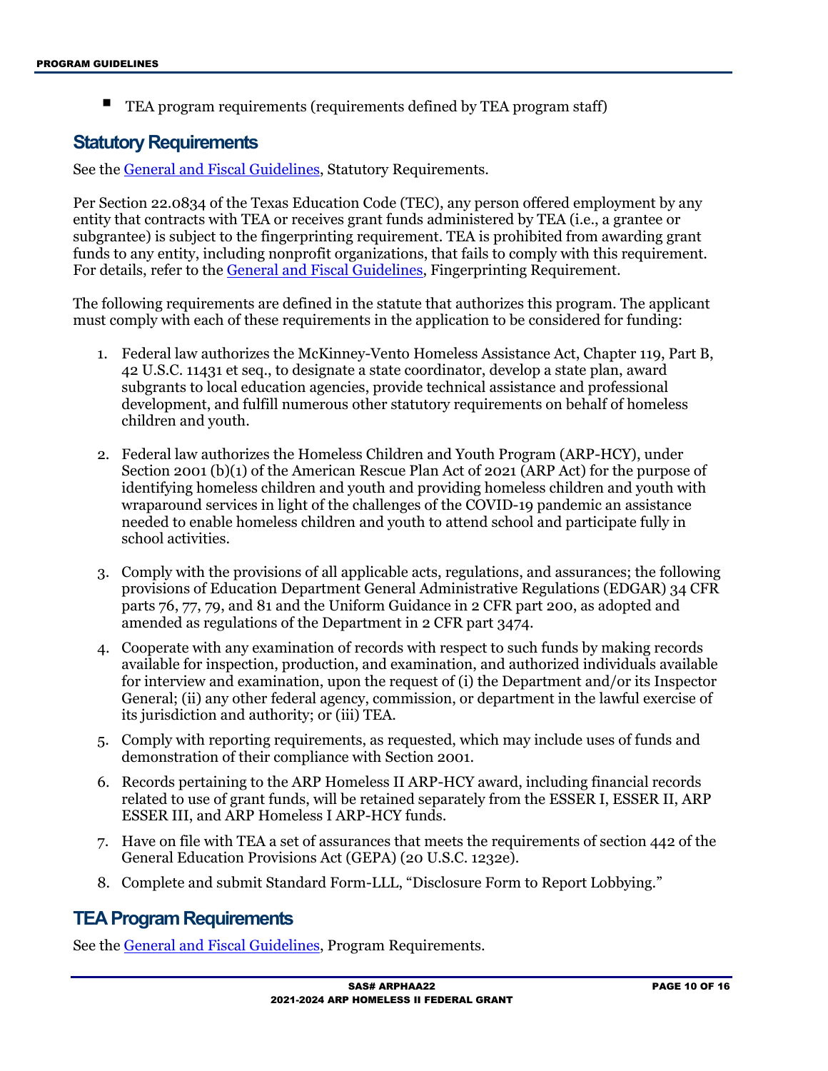- TEA program requirements (requirements defined by TEA program staff)

## Statutory Requirements

See the General and Fiscal Guidelines, Statutory Requirements.

Per Section 22.0834 of the Texas Education Code (TEC), any person offered employment by any entity that contracts with TEA or receives grant funds administered by TEA (i.e., a grantee or subgrantee) is subject to the fingerprinting requirement. TEA is prohibited from awarding grant funds to any entity, including nonprofit organizations, that fails to comply with this requirement. For details, refer to the General and Fiscal Guidelines, Fingerprinting Requirement.

The following requirements are defined in the statute that authorizes this program. The applicant must comply with each of these requirements in the application to be considered for funding:

1. Federal law authorizes the McKinney-Vento Homeless Assistance Act, Chapter 119, Part B, 42 U.S.C. 11431 et seq., to designate a state coordinator, develop a state plan, award subgrants to local education agencies, provide technical assistance and professional development, and fulfill numerous other statutory requirements on behalf of homeless children and youth.

2. Federal law authorizes the Homeless Children and Youth Program (ARP-HCY), under Section 2001 (b)(1) of the American Rescue Plan Act of 2021 (ARP Act) for the purpose of identifying homeless children and youth and providing homeless children and youth with wraparound services in light of the challenges of the COVID-19 pandemic an assistance needed to enable homeless children and youth to attend school and participate fully in school activities.

3. Comply with the provisions of all applicable acts, regulations, and assurances; the following provisions of Education Department General Administrative Regulations (EDGAR) 34 CFR parts 76, 77, 79, and 81 and the Uniform Guidance in 2 CFR part 200, as adopted and amended as regulations of the Department in 2 CFR part 3474.
4. Cooperate with any examination of records with respect to such funds by making records available for inspection, production, and examination, and authorized individuals available for interview and examination, upon the request of (i) the Department and/or its Inspector General; (ii) any other federal agency, commission, or department in the lawful exercise of its jurisdiction and authority; or (iii) TEA.
5. Comply with reporting requirements, as requested, which may include uses of funds and demonstration of their compliance with Section 2001.
6. Records pertaining to the ARP Homeless II ARP-HCY award, including financial records related to use of grant funds, will be retained separately from the ESSER I, ESSER II, ARP ESSER III, and ARP Homeless I ARP-HCY funds.
7. Have on file with TEA a set of assurances that meets the requirements of section 442 of the General Education Provisions Act (GEPA) (20 U.S.C. 1232e).
8. Complete and submit Standard Form-LLL, "Disclosure Form to Report Lobbying."

## TEA Program Requirements

See the General and Fiscal Guidelines, Program Requirements.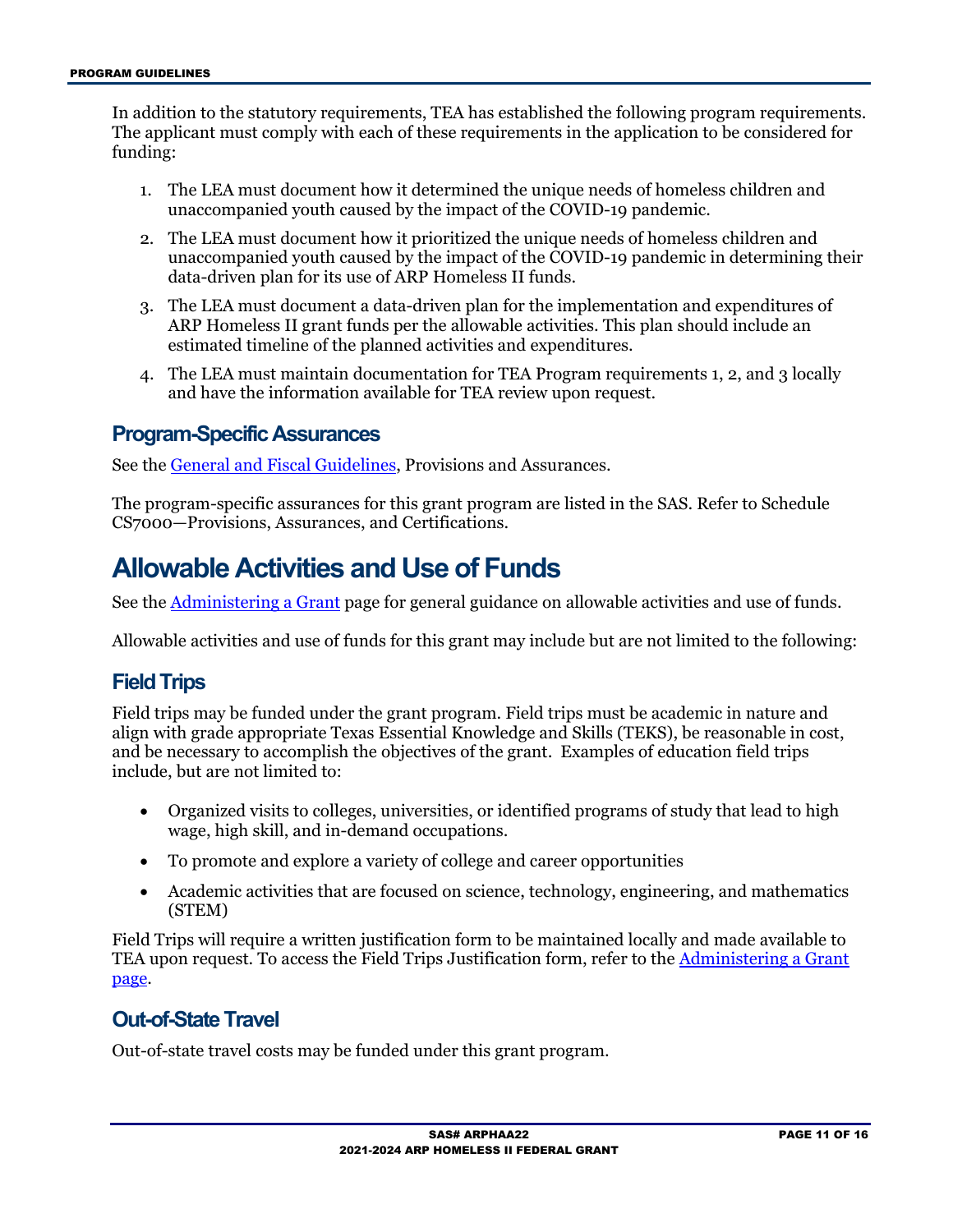In addition to the statutory requirements, TEA has established the following program requirements. The applicant must comply with each of these requirements in the application to be considered for funding:

1. The LEA must document how it determined the unique needs of homeless children and unaccompanied youth caused by the impact of the COVID-19 pandemic.
2. The LEA must document how it prioritized the unique needs of homeless children and unaccompanied youth caused by the impact of the COVID-19 pandemic in determining their data-driven plan for its use of ARP Homeless II funds.
3. The LEA must document a data-driven plan for the implementation and expenditures of ARP Homeless II grant funds per the allowable activities. This plan should include an estimated timeline of the planned activities and expenditures.
4. The LEA must maintain documentation for TEA Program requirements 1, 2, and 3 locally and have the information available for TEA review upon request.

## Program-Specific Assurances

See the General and Fiscal Guidelines, Provisions and Assurances.

The program-specific assurances for this grant program are listed in the SAS. Refer to Schedule CS7000—Provisions, Assurances, and Certifications.

# Allowable Activities and Use of Funds

See the Administering a Grant page for general guidance on allowable activities and use of funds.

Allowable activities and use of funds for this grant may include but are not limited to the following:

## Field Trips

Field trips may be funded under the grant program. Field trips must be academic in nature and align with grade appropriate Texas Essential Knowledge and Skills (TEKS), be reasonable in cost, and be necessary to accomplish the objectives of the grant. Examples of education field trips include, but are not limited to:

- Organized visits to colleges, universities, or identified programs of study that lead to high wage, high skill, and in-demand occupations.
- To promote and explore a variety of college and career opportunities
- Academic activities that are focused on science, technology, engineering, and mathematics (STEM)

Field Trips will require a written justification form to be maintained locally and made available to TEA upon request. To access the Field Trips Justification form, refer to the Administering a Grant page.

## Out-of-State Travel

Out-of-state travel costs may be funded under this grant program.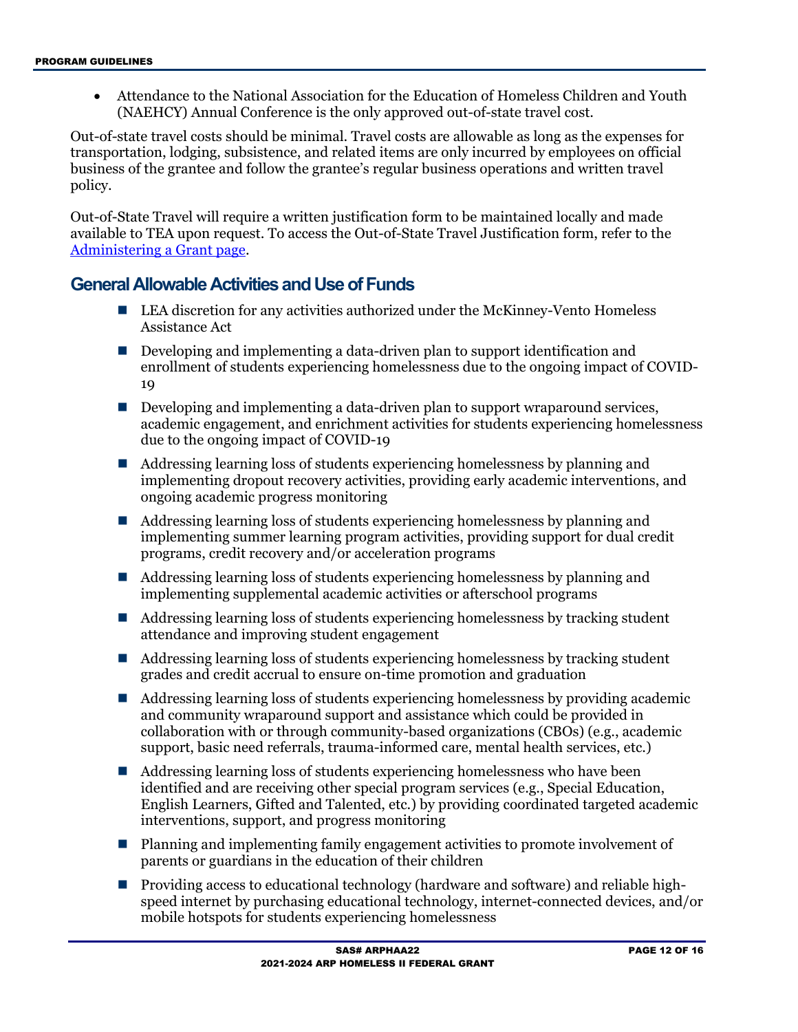- Attendance to the National Association for the Education of Homeless Children and Youth (NAEHCY) Annual Conference is the only approved out-of-state travel cost.

Out-of-state travel costs should be minimal. Travel costs are allowable as long as the expenses for transportation, lodging, subsistence, and related items are only incurred by employees on official business of the grantee and follow the grantee's regular business operations and written travel policy.

Out-of-State Travel will require a written justification form to be maintained locally and made available to TEA upon request. To access the Out-of-State Travel Justification form, refer to the [Administering a Grant page](#).

## General Allowable Activities and Use of Funds

- LEA discretion for any activities authorized under the McKinney-Vento Homeless Assistance Act
- Developing and implementing a data-driven plan to support identification and enrollment of students experiencing homelessness due to the ongoing impact of COVID-19
- Developing and implementing a data-driven plan to support wraparound services, academic engagement, and enrichment activities for students experiencing homelessness due to the ongoing impact of COVID-19
- Addressing learning loss of students experiencing homelessness by planning and implementing dropout recovery activities, providing early academic interventions, and ongoing academic progress monitoring
- Addressing learning loss of students experiencing homelessness by planning and implementing summer learning program activities, providing support for dual credit programs, credit recovery and/or acceleration programs
- Addressing learning loss of students experiencing homelessness by planning and implementing supplemental academic activities or afterschool programs
- Addressing learning loss of students experiencing homelessness by tracking student attendance and improving student engagement
- Addressing learning loss of students experiencing homelessness by tracking student grades and credit accrual to ensure on-time promotion and graduation
- Addressing learning loss of students experiencing homelessness by providing academic and community wraparound support and assistance which could be provided in collaboration with or through community-based organizations (CBOs) (e.g., academic support, basic need referrals, trauma-informed care, mental health services, etc.)
- Addressing learning loss of students experiencing homelessness who have been identified and are receiving other special program services (e.g., Special Education, English Learners, Gifted and Talented, etc.) by providing coordinated targeted academic interventions, support, and progress monitoring
- Planning and implementing family engagement activities to promote involvement of parents or guardians in the education of their children
- Providing access to educational technology (hardware and software) and reliable high-speed internet by purchasing educational technology, internet-connected devices, and/or mobile hotspots for students experiencing homelessness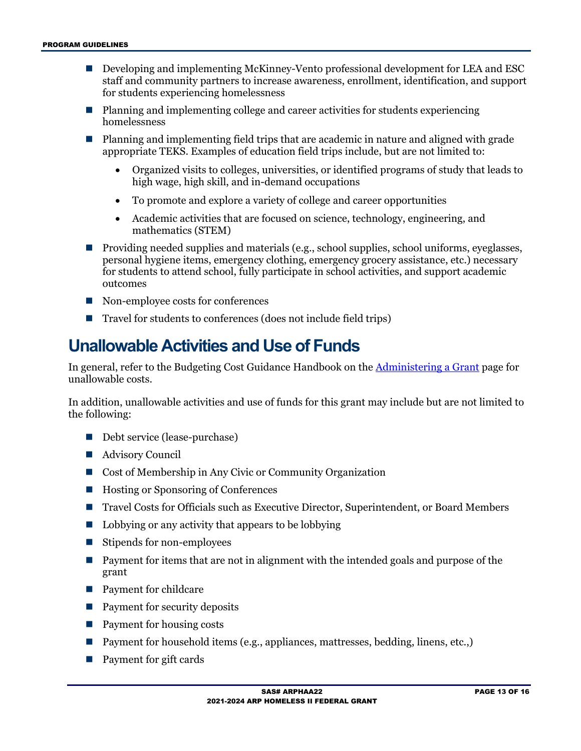- Developing and implementing McKinney-Vento professional development for LEA and ESC staff and community partners to increase awareness, enrollment, identification, and support for students experiencing homelessness
- Planning and implementing college and career activities for students experiencing homelessness
- Planning and implementing field trips that are academic in nature and aligned with grade appropriate TEKS. Examples of education field trips include, but are not limited to:
  - Organized visits to colleges, universities, or identified programs of study that leads to high wage, high skill, and in-demand occupations
  - To promote and explore a variety of college and career opportunities
  - Academic activities that are focused on science, technology, engineering, and mathematics (STEM)
- Providing needed supplies and materials (e.g., school supplies, school uniforms, eyeglasses, personal hygiene items, emergency clothing, emergency grocery assistance, etc.) necessary for students to attend school, fully participate in school activities, and support academic outcomes
- Non-employee costs for conferences
- Travel for students to conferences (does not include field trips)

## Unallowable Activities and Use of Funds

In general, refer to the Budgeting Cost Guidance Handbook on the [Administering a Grant](Administering a Grant) page for unallowable costs.

In addition, unallowable activities and use of funds for this grant may include but are not limited to the following:

- Debt service (lease-purchase)
- Advisory Council
- Cost of Membership in Any Civic or Community Organization
- Hosting or Sponsoring of Conferences
- Travel Costs for Officials such as Executive Director, Superintendent, or Board Members
- Lobbying or any activity that appears to be lobbying
- Stipends for non-employees
- Payment for items that are not in alignment with the intended goals and purpose of the grant
- Payment for childcare
- Payment for security deposits
- Payment for housing costs
- Payment for household items (e.g., appliances, mattresses, bedding, linens, etc.,)
- Payment for gift cards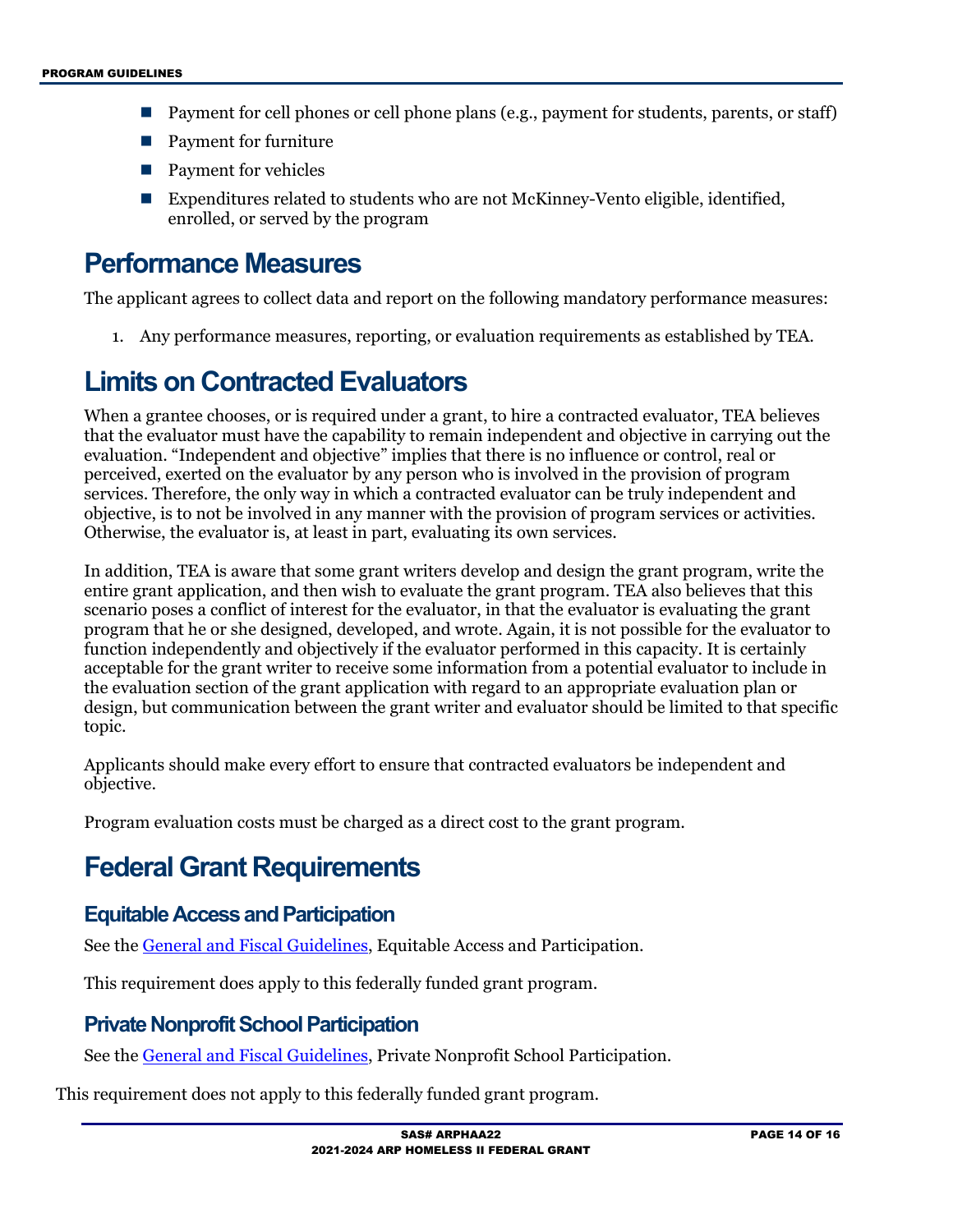- Payment for cell phones or cell phone plans (e.g., payment for students, parents, or staff)
- Payment for furniture
- Payment for vehicles
- Expenditures related to students who are not McKinney-Vento eligible, identified, enrolled, or served by the program

# Performance Measures

The applicant agrees to collect data and report on the following mandatory performance measures:

1. Any performance measures, reporting, or evaluation requirements as established by TEA.

# Limits on Contracted Evaluators

When a grantee chooses, or is required under a grant, to hire a contracted evaluator, TEA believes that the evaluator must have the capability to remain independent and objective in carrying out the evaluation. "Independent and objective" implies that there is no influence or control, real or perceived, exerted on the evaluator by any person who is involved in the provision of program services. Therefore, the only way in which a contracted evaluator can be truly independent and objective, is to not be involved in any manner with the provision of program services or activities. Otherwise, the evaluator is, at least in part, evaluating its own services.

In addition, TEA is aware that some grant writers develop and design the grant program, write the entire grant application, and then wish to evaluate the grant program. TEA also believes that this scenario poses a conflict of interest for the evaluator, in that the evaluator is evaluating the grant program that he or she designed, developed, and wrote. Again, it is not possible for the evaluator to function independently and objectively if the evaluator performed in this capacity. It is certainly acceptable for the grant writer to receive some information from a potential evaluator to include in the evaluation section of the grant application with regard to an appropriate evaluation plan or design, but communication between the grant writer and evaluator should be limited to that specific topic.

Applicants should make every effort to ensure that contracted evaluators be independent and objective.

Program evaluation costs must be charged as a direct cost to the grant program.

# Federal Grant Requirements

## Equitable Access and Participation

See the General and Fiscal Guidelines, Equitable Access and Participation.

This requirement does apply to this federally funded grant program.

## Private Nonprofit School Participation

See the General and Fiscal Guidelines, Private Nonprofit School Participation.

This requirement does not apply to this federally funded grant program.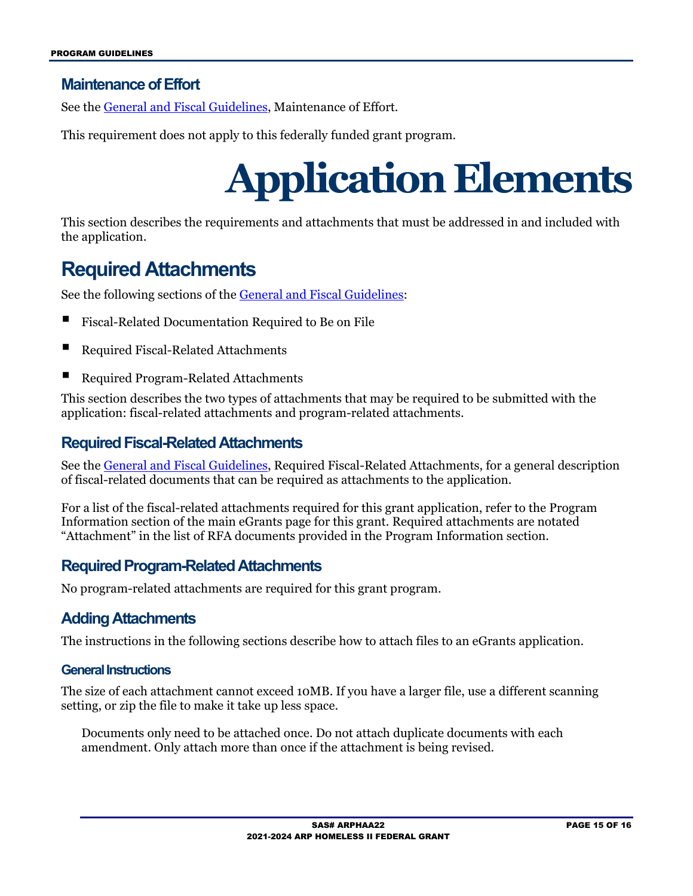## Maintenance of Effort

See the [General and Fiscal Guidelines], Maintenance of Effort.

This requirement does not apply to this federally funded grant program.

# Application Elements

This section describes the requirements and attachments that must be addressed in and included with the application.

## Required Attachments

See the following sections of the [General and Fiscal Guidelines]:

- Fiscal-Related Documentation Required to Be on File
- Required Fiscal-Related Attachments
- Required Program-Related Attachments

This section describes the two types of attachments that may be required to be submitted with the application: fiscal-related attachments and program-related attachments.

### Required Fiscal-Related Attachments

See the [General and Fiscal Guidelines], Required Fiscal-Related Attachments, for a general description of fiscal-related documents that can be required as attachments to the application.

For a list of the fiscal-related attachments required for this grant application, refer to the Program Information section of the main eGrants page for this grant. Required attachments are notated "Attachment" in the list of RFA documents provided in the Program Information section.

### Required Program-Related Attachments

No program-related attachments are required for this grant program.

### Adding Attachments

The instructions in the following sections describe how to attach files to an eGrants application.

#### General Instructions

The size of each attachment cannot exceed 10MB. If you have a larger file, use a different scanning setting, or zip the file to make it take up less space.

Documents only need to be attached once. Do not attach duplicate documents with each amendment. Only attach more than once if the attachment is being revised.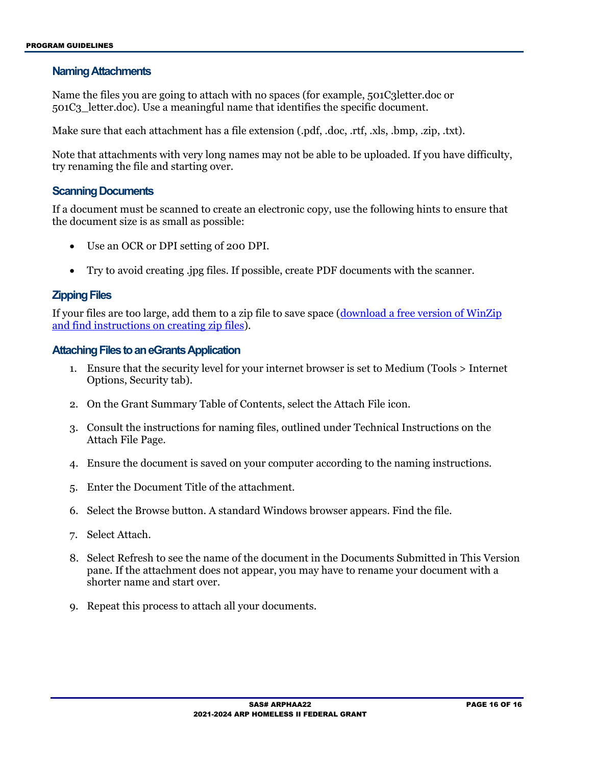## Naming Attachments

Name the files you are going to attach with no spaces (for example, 501C3letter.doc or 501C3_letter.doc). Use a meaningful name that identifies the specific document.

Make sure that each attachment has a file extension (.pdf, .doc, .rtf, .xls, .bmp, .zip, .txt).

Note that attachments with very long names may not be able to be uploaded. If you have difficulty, try renaming the file and starting over.

## Scanning Documents

If a document must be scanned to create an electronic copy, use the following hints to ensure that the document size is as small as possible:

- Use an OCR or DPI setting of 200 DPI.
- Try to avoid creating .jpg files. If possible, create PDF documents with the scanner.

## Zipping Files

If your files are too large, add them to a zip file to save space (download a free version of WinZip and find instructions on creating zip files).

## Attaching Files to an eGrants Application

1. Ensure that the security level for your internet browser is set to Medium (Tools > Internet Options, Security tab).
2. On the Grant Summary Table of Contents, select the Attach File icon.
3. Consult the instructions for naming files, outlined under Technical Instructions on the Attach File Page.
4. Ensure the document is saved on your computer according to the naming instructions.
5. Enter the Document Title of the attachment.
6. Select the Browse button. A standard Windows browser appears. Find the file.
7. Select Attach.
8. Select Refresh to see the name of the document in the Documents Submitted in This Version pane. If the attachment does not appear, you may have to rename your document with a shorter name and start over.
9. Repeat this process to attach all your documents.